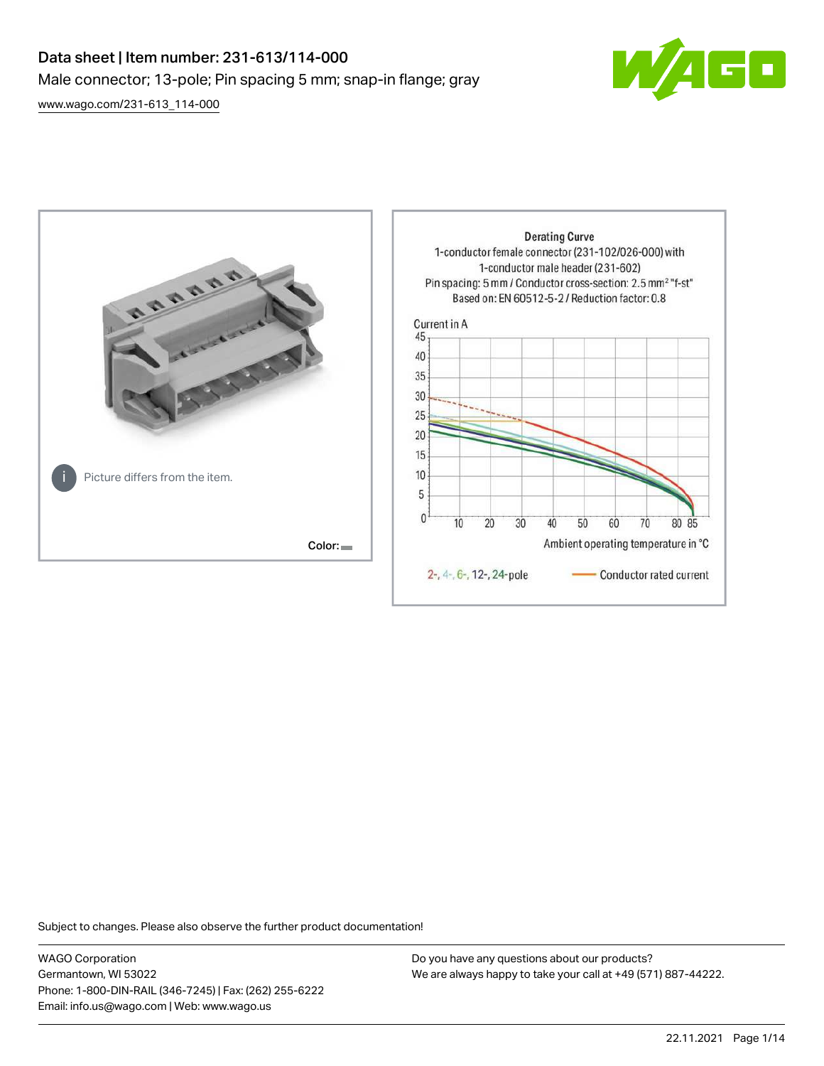# Data sheet | Item number: 231-613/114-000

Male connector; 13-pole; Pin spacing 5 mm; snap-in flange; gray

www.wago.com/231-613_114-000

Picture differs from the item.

Color:

**Derating Curve**

1-conductor female connector (231-102/026-000) with 1-conductor male header (231-602)

Pin spacing: 5 mm / Conductor cross-section: 2.5 mm² "f-st"

Based on: EN 60512-5-2 / Reduction factor: 0.8

Current in A

Ambient operating temperature in °C

2-, 4-, 6-, 12-, 24-pole — Conductor rated current

Subject to changes. Please also observe the further product documentation!

WAGO Corporation
Germantown, WI 53022
Phone: 1-800-DIN-RAIL (346-7245) | Fax: (262) 255-6222
Email: info.us@wago.com | Web: www.wago.us

Do you have any questions about our products?
We are always happy to take your call at +49 (571) 887-44222.

22.11.2021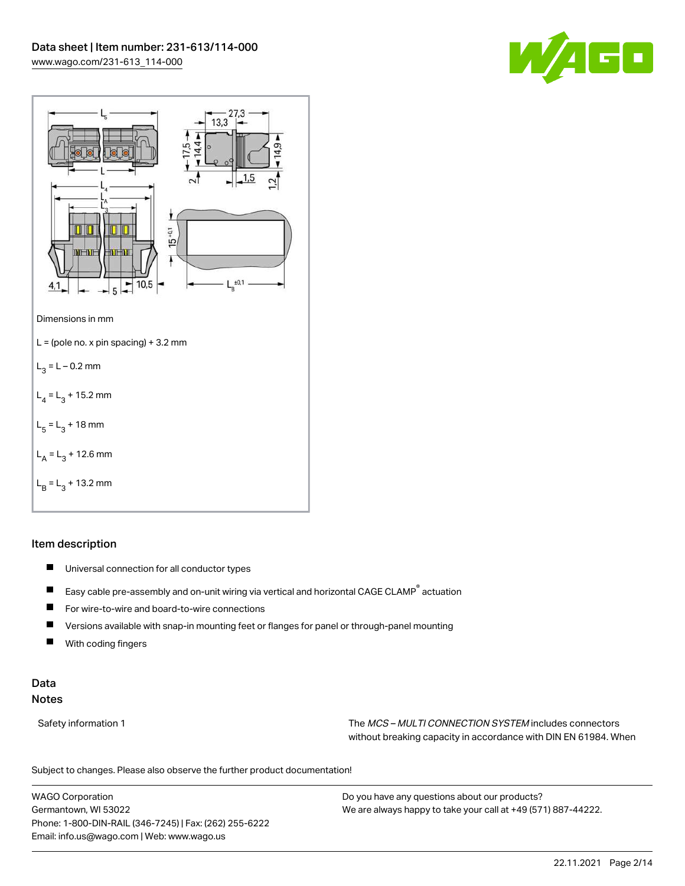Dimensions in mm

L = (pole no. x pin spacing) + 3.2 mm

$L_3$ = L – 0.2 mm

$L_4$ = $L_3$ + 15.2 mm

$L_5$ = $L_3$ + 18 mm

$L_A$ = $L_3$ + 12.6 mm

$L_B$ = $L_3$ + 13.2 mm

## Item description

- Universal connection for all conductor types
- Easy cable pre-assembly and on-unit wiring via vertical and horizontal CAGE CLAMP® actuation
- For wire-to-wire and board-to-wire connections
- Versions available with snap-in mounting feet or flanges for panel or through-panel mounting
- With coding fingers

## Data

### Notes

| Safety information 1 | The *MCS – MULTI CONNECTION SYSTEM* includes connectors without breaking capacity in accordance with DIN EN 61984. When |
| --- | --- |

Subject to changes. Please also observe the further product documentation!

WAGO Corporation
Germantown, WI 53022
Phone: 1-800-DIN-RAIL (346-7245) | Fax: (262) 255-6222
Email: info.us@wago.com | Web: www.wago.us

Do you have any questions about our products?
We are always happy to take your call at +49 (571) 887-44222.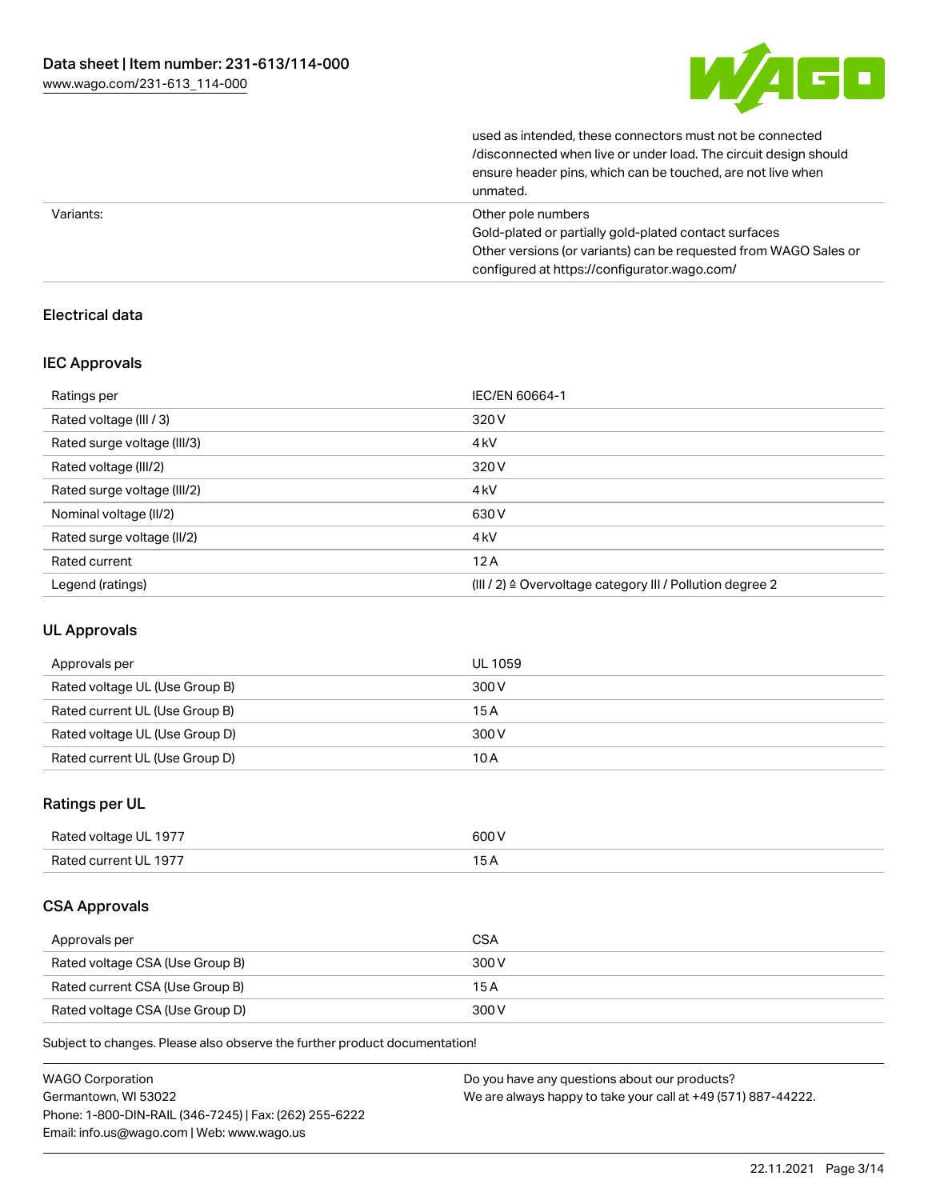| | |
|---|---|
| | used as intended, these connectors must not be connected /disconnected when live or under load. The circuit design should ensure header pins, which can be touched, are not live when unmatted. |
| Variants: | Other pole numbers<br>Gold-plated or partially gold-plated contact surfaces<br>Other versions (or variants) can be requested from WAGO Sales or configured at https://configurator.wago.com/ |

## Electrical data

### IEC Approvals

| | |
|---|---|
| Ratings per | IEC/EN 60664-1 |
| Rated voltage (III / 3) | 320 V |
| Rated surge voltage (III/3) | 4 kV |
| Rated voltage (III/2) | 320 V |
| Rated surge voltage (III/2) | 4 kV |
| Nominal voltage (II/2) | 630 V |
| Rated surge voltage (II/2) | 4 kV |
| Rated current | 12 A |
| Legend (ratings) | (III / 2) ≙ Overvoltage category III / Pollution degree 2 |

### UL Approvals

| | |
|---|---|
| Approvals per | UL 1059 |
| Rated voltage UL (Use Group B) | 300 V |
| Rated current UL (Use Group B) | 15 A |
| Rated voltage UL (Use Group D) | 300 V |
| Rated current UL (Use Group D) | 10 A |

### Ratings per UL

| | |
|---|---|
| Rated voltage UL 1977 | 600 V |
| Rated current UL 1977 | 15 A |

### CSA Approvals

| | |
|---|---|
| Approvals per | CSA |
| Rated voltage CSA (Use Group B) | 300 V |
| Rated current CSA (Use Group B) | 15 A |
| Rated voltage CSA (Use Group D) | 300 V |

Subject to changes. Please also observe the further product documentation!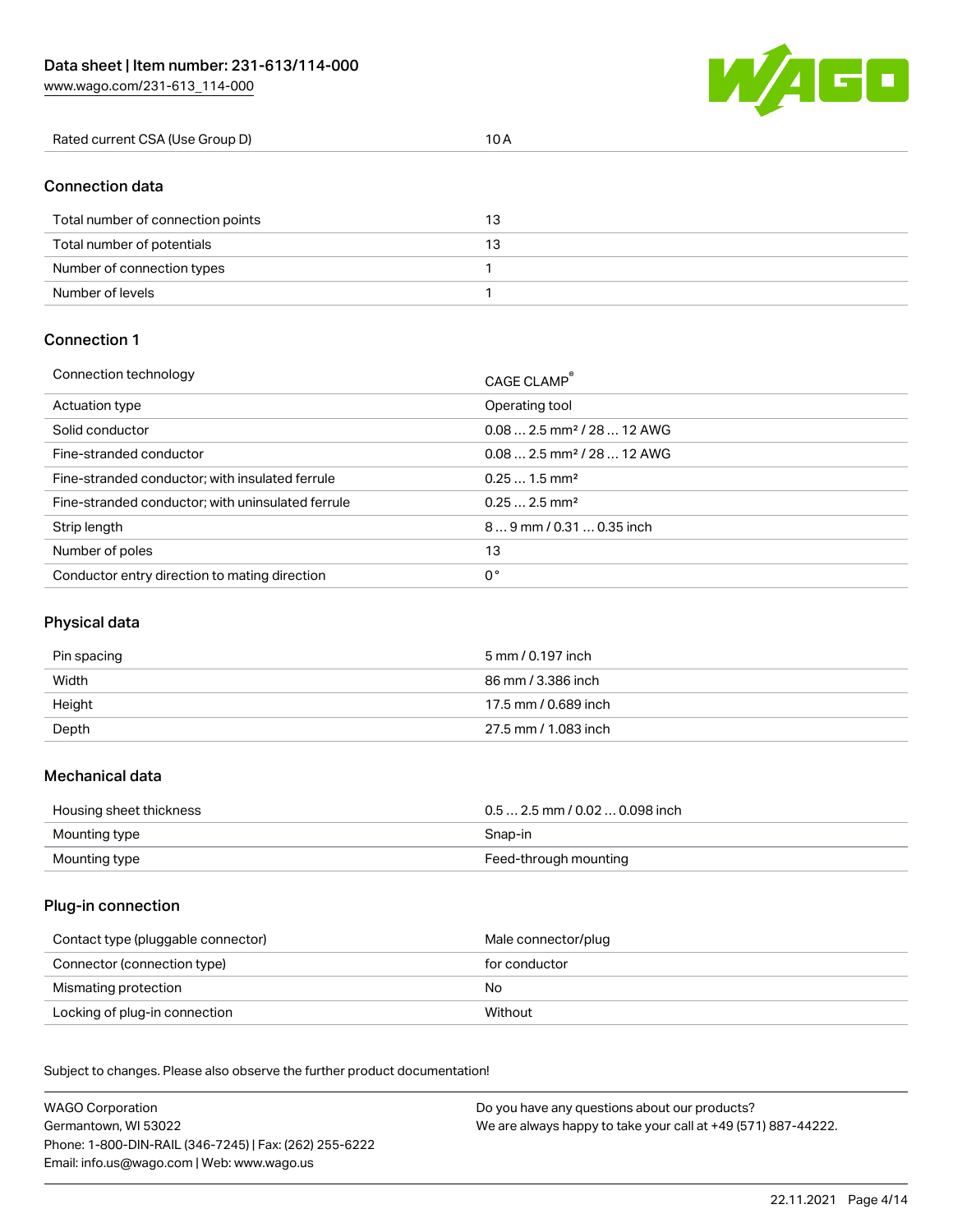| Rated current CSA (Use Group D) | 10 A |
|---|---|

## Connection data

| Total number of connection points | 13 |
|---|---|
| Total number of potentials | 13 |
| Number of connection types | 1 |
| Number of levels | 1 |

## Connection 1

| Connection technology | CAGE CLAMP® |
|---|---|
| Actuation type | Operating tool |
| Solid conductor | 0.08 … 2.5 mm² / 28 … 12 AWG |
| Fine-stranded conductor | 0.08 … 2.5 mm² / 28 … 12 AWG |
| Fine-stranded conductor; with insulated ferrule | 0.25 … 1.5 mm² |
| Fine-stranded conductor; with uninsulated ferrule | 0.25 … 2.5 mm² |
| Strip length | 8 … 9 mm / 0.31 … 0.35 inch |
| Number of poles | 13 |
| Conductor entry direction to mating direction | 0 ° |

## Physical data

| Pin spacing | 5 mm / 0.197 inch |
|---|---|
| Width | 86 mm / 3.386 inch |
| Height | 17.5 mm / 0.689 inch |
| Depth | 27.5 mm / 1.083 inch |

## Mechanical data

| Housing sheet thickness | 0.5 … 2.5 mm / 0.02 … 0.098 inch |
|---|---|
| Mounting type | Snap-in |
| Mounting type | Feed-through mounting |

## Plug-in connection

| Contact type (pluggable connector) | Male connector/plug |
|---|---|
| Connector (connection type) | for conductor |
| Mismating protection | No |
| Locking of plug-in connection | Without |

Subject to changes. Please also observe the further product documentation!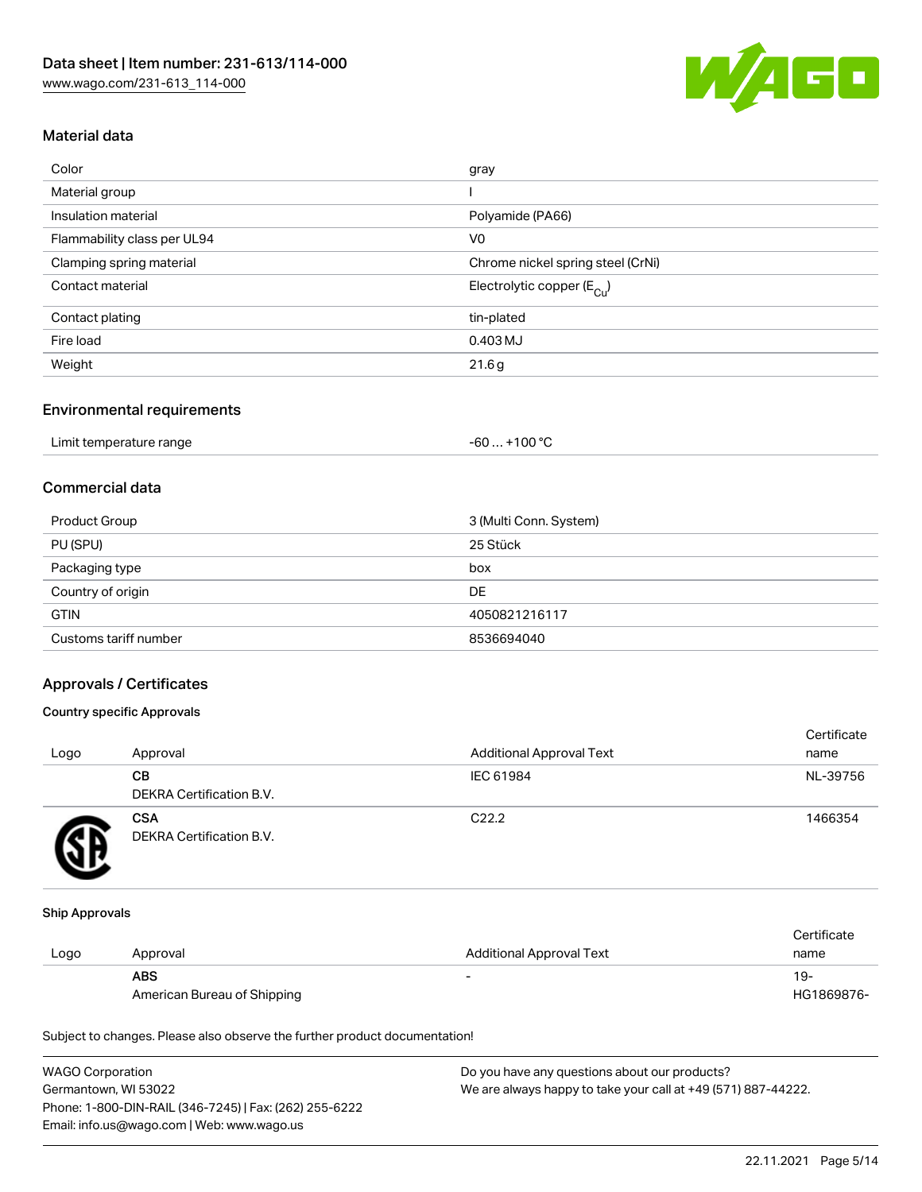## Material data

| | |
|---|---|
| Color | gray |
| Material group | I |
| Insulation material | Polyamide (PA66) |
| Flammability class per UL94 | V0 |
| Clamping spring material | Chrome nickel spring steel (CrNi) |
| Contact material | Electrolytic copper ($E_{Cu}$) |
| Contact plating | tin-plated |
| Fire load | 0.403 MJ |
| Weight | 21.6 g |

## Environmental requirements

| | |
|---|---|
| Limit temperature range | -60 … +100 °C |

## Commercial data

| | |
|---|---|
| Product Group | 3 (Multi Conn. System) |
| PU (SPU) | 25 Stück |
| Packaging type | box |
| Country of origin | DE |
| GTIN | 4050821216117 |
| Customs tariff number | 8536694040 |

## Approvals / Certificates

### Country specific Approvals

| Logo | Approval | Additional Approval Text | Certificate name |
|---|---|---|---|
| | **CB** DEKRA Certification B.V. | IEC 61984 | NL-39756 |
| | **CSA** DEKRA Certification B.V. | C22.2 | 1466354 |

### Ship Approvals

| Logo | Approval | Additional Approval Text | Certificate name |
|---|---|---|---|
| | **ABS** American Bureau of Shipping | - | 19-HG1869876- |

Subject to changes. Please also observe the further product documentation!

WAGO Corporation
Germantown, WI 53022
Phone: 1-800-DIN-RAIL (346-7245) | Fax: (262) 255-6222
Email: info.us@wago.com | Web: www.wago.us

Do you have any questions about our products?
We are always happy to take your call at +49 (571) 887-44222.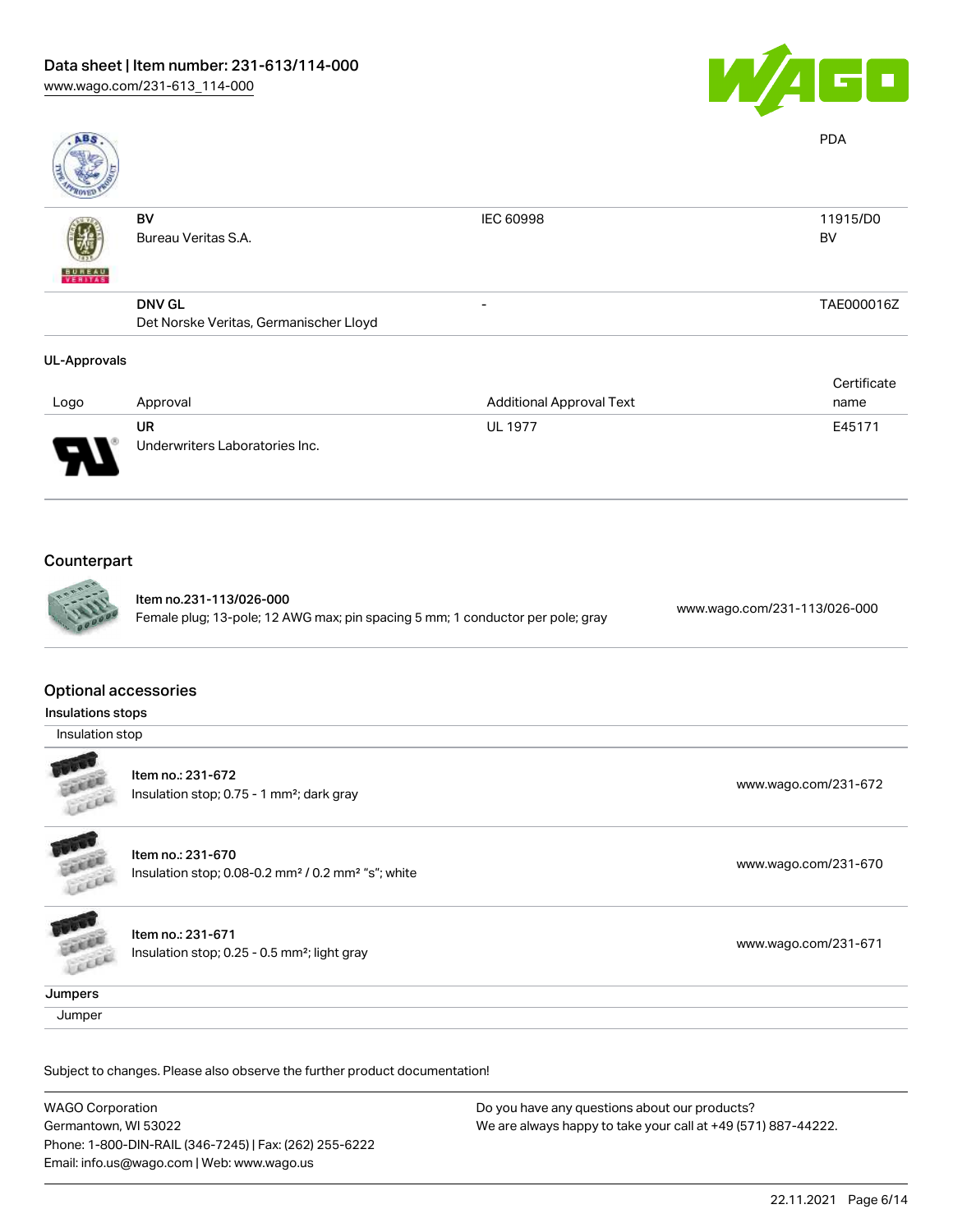| | | | PDA |
|---|---|---|---|
| | | | |
| | **BV** Bureau Veritas S.A. | IEC 60998 | 11915/D0 BV |
| | **DNV GL** Det Norske Veritas, Germanischer Lloyd | - | TAE000016Z |

**UL-Approvals**

| Logo | Approval | Additional Approval Text | Certificate name |
|---|---|---|---|
| | **UR** Underwriters Laboratories Inc. | UL 1977 | E45171 |

## Counterpart

| Item | URL |
|---|---|
| Item no.231-113/026-000<br>Female plug; 13-pole; 12 AWG max; pin spacing 5 mm; 1 conductor per pole; gray | www.wago.com/231-113/026-000 |

## Optional accessories

**Insulations stops**

Insulation stop

| Item | URL |
|---|---|
| Item no.: 231-672<br>Insulation stop; 0.75 - 1 mm²; dark gray | www.wago.com/231-672 |
| Item no.: 231-670<br>Insulation stop; 0.08-0.2 mm² / 0.2 mm² "s"; white | www.wago.com/231-670 |
| Item no.: 231-671<br>Insulation stop; 0.25 - 0.5 mm²; light gray | www.wago.com/231-671 |

**Jumpers**

Jumper

Subject to changes. Please also observe the further product documentation!

WAGO Corporation
Germantown, WI 53022
Phone: 1-800-DIN-RAIL (346-7245) | Fax: (262) 255-6222
Email: info.us@wago.com | Web: www.wago.us

Do you have any questions about our products?
We are always happy to take your call at +49 (571) 887-44222.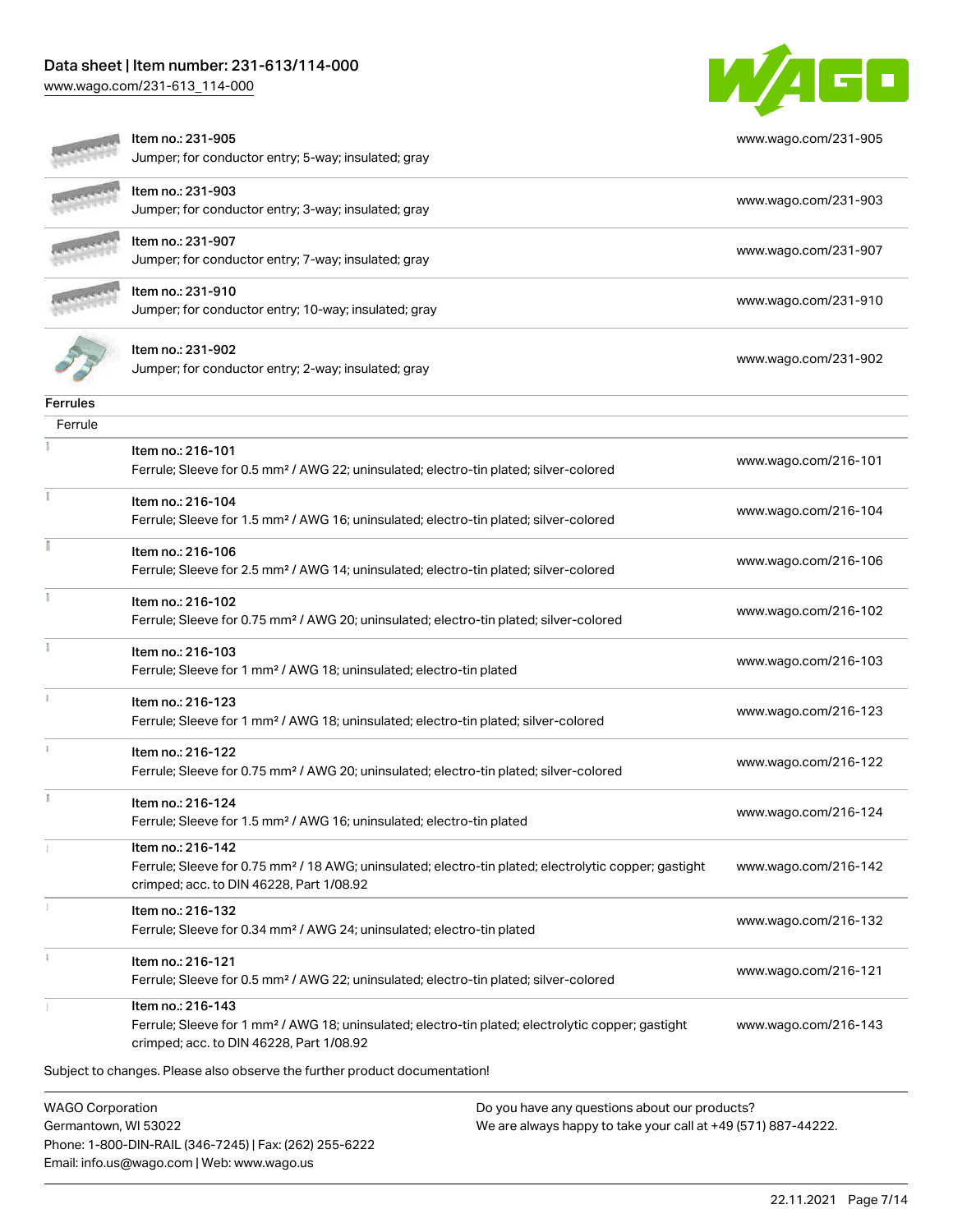| | | |
|---|---|---|
| | Item no.: 231-905<br>Jumper; for conductor entry; 5-way; insulated; gray | www.wago.com/231-905 |
| | Item no.: 231-903<br>Jumper; for conductor entry; 3-way; insulated; gray | www.wago.com/231-903 |
| | Item no.: 231-907<br>Jumper; for conductor entry; 7-way; insulated; gray | www.wago.com/231-907 |
| | Item no.: 231-910<br>Jumper; for conductor entry; 10-way; insulated; gray | www.wago.com/231-910 |
| | Item no.: 231-902<br>Jumper; for conductor entry; 2-way; insulated; gray | www.wago.com/231-902 |

## Ferrules

Ferrule

| | | |
|---|---|---|
| | Item no.: 216-101<br>Ferrule; Sleeve for 0.5 mm² / AWG 22; uninsulated; electro-tin plated; silver-colored | www.wago.com/216-101 |
| | Item no.: 216-104<br>Ferrule; Sleeve for 1.5 mm² / AWG 16; uninsulated; electro-tin plated; silver-colored | www.wago.com/216-104 |
| | Item no.: 216-106<br>Ferrule; Sleeve for 2.5 mm² / AWG 14; uninsulated; electro-tin plated; silver-colored | www.wago.com/216-106 |
| | Item no.: 216-102<br>Ferrule; Sleeve for 0.75 mm² / AWG 20; uninsulated; electro-tin plated; silver-colored | www.wago.com/216-102 |
| | Item no.: 216-103<br>Ferrule; Sleeve for 1 mm² / AWG 18; uninsulated; electro-tin plated | www.wago.com/216-103 |
| | Item no.: 216-123<br>Ferrule; Sleeve for 1 mm² / AWG 18; uninsulated; electro-tin plated; silver-colored | www.wago.com/216-123 |
| | Item no.: 216-122<br>Ferrule; Sleeve for 0.75 mm² / AWG 20; uninsulated; electro-tin plated; silver-colored | www.wago.com/216-122 |
| | Item no.: 216-124<br>Ferrule; Sleeve for 1.5 mm² / AWG 16; uninsulated; electro-tin plated | www.wago.com/216-124 |
| | Item no.: 216-142<br>Ferrule; Sleeve for 0.75 mm² / 18 AWG; uninsulated; electro-tin plated; electrolytic copper; gastight crimped; acc. to DIN 46228, Part 1/08.92 | www.wago.com/216-142 |
| | Item no.: 216-132<br>Ferrule; Sleeve for 0.34 mm² / AWG 24; uninsulated; electro-tin plated | www.wago.com/216-132 |
| | Item no.: 216-121<br>Ferrule; Sleeve for 0.5 mm² / AWG 22; uninsulated; electro-tin plated; silver-colored | www.wago.com/216-121 |
| | Item no.: 216-143<br>Ferrule; Sleeve for 1 mm² / AWG 18; uninsulated; electro-tin plated; electrolytic copper; gastight crimped; acc. to DIN 46228, Part 1/08.92 | www.wago.com/216-143 |

Subject to changes. Please also observe the further product documentation!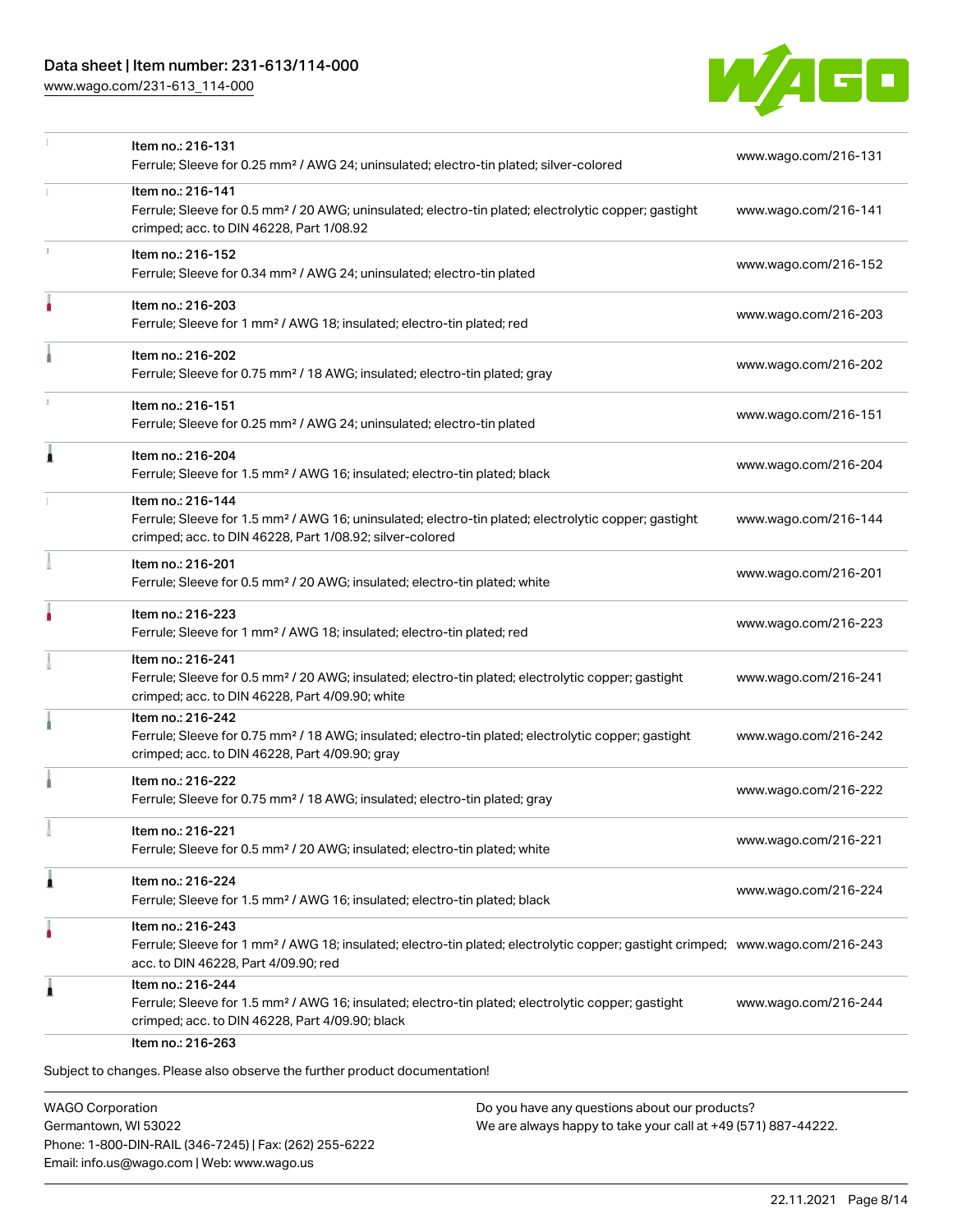| | | |
|---|---|---|
| | Item no.: 216-131<br>Ferrule; Sleeve for 0.25 mm² / AWG 24; uninsulated; electro-tin plated; silver-colored | www.wago.com/216-131 |
| | Item no.: 216-141<br>Ferrule; Sleeve for 0.5 mm² / 20 AWG; uninsulated; electro-tin plated; electrolytic copper; gastight crimped; acc. to DIN 46228, Part 1/08.92 | www.wago.com/216-141 |
| | Item no.: 216-152<br>Ferrule; Sleeve for 0.34 mm² / AWG 24; uninsulated; electro-tin plated | www.wago.com/216-152 |
| | Item no.: 216-203<br>Ferrule; Sleeve for 1 mm² / AWG 18; insulated; electro-tin plated; red | www.wago.com/216-203 |
| | Item no.: 216-202<br>Ferrule; Sleeve for 0.75 mm² / 18 AWG; insulated; electro-tin plated; gray | www.wago.com/216-202 |
| | Item no.: 216-151<br>Ferrule; Sleeve for 0.25 mm² / AWG 24; uninsulated; electro-tin plated | www.wago.com/216-151 |
| | Item no.: 216-204<br>Ferrule; Sleeve for 1.5 mm² / AWG 16; insulated; electro-tin plated; black | www.wago.com/216-204 |
| | Item no.: 216-144<br>Ferrule; Sleeve for 1.5 mm² / AWG 16; uninsulated; electro-tin plated; electrolytic copper; gastight crimped; acc. to DIN 46228, Part 1/08.92; silver-colored | www.wago.com/216-144 |
| | Item no.: 216-201<br>Ferrule; Sleeve for 0.5 mm² / 20 AWG; insulated; electro-tin plated; white | www.wago.com/216-201 |
| | Item no.: 216-223<br>Ferrule; Sleeve for 1 mm² / AWG 18; insulated; electro-tin plated; red | www.wago.com/216-223 |
| | Item no.: 216-241<br>Ferrule; Sleeve for 0.5 mm² / 20 AWG; insulated; electro-tin plated; electrolytic copper; gastight crimped; acc. to DIN 46228, Part 4/09.90; white | www.wago.com/216-241 |
| | Item no.: 216-242<br>Ferrule; Sleeve for 0.75 mm² / 18 AWG; insulated; electro-tin plated; electrolytic copper; gastight crimped; acc. to DIN 46228, Part 4/09.90; gray | www.wago.com/216-242 |
| | Item no.: 216-222<br>Ferrule; Sleeve for 0.75 mm² / 18 AWG; insulated; electro-tin plated; gray | www.wago.com/216-222 |
| | Item no.: 216-221<br>Ferrule; Sleeve for 0.5 mm² / 20 AWG; insulated; electro-tin plated; white | www.wago.com/216-221 |
| | Item no.: 216-224<br>Ferrule; Sleeve for 1.5 mm² / AWG 16; insulated; electro-tin plated; black | www.wago.com/216-224 |
| | Item no.: 216-243<br>Ferrule; Sleeve for 1 mm² / AWG 18; insulated; electro-tin plated; electrolytic copper; gastight crimped; acc. to DIN 46228, Part 4/09.90; red | www.wago.com/216-243 |
| | Item no.: 216-244<br>Ferrule; Sleeve for 1.5 mm² / AWG 16; insulated; electro-tin plated; electrolytic copper; gastight crimped; acc. to DIN 46228, Part 4/09.90; black | www.wago.com/216-244 |
| | Item no.: 216-263 | |

Subject to changes. Please also observe the further product documentation!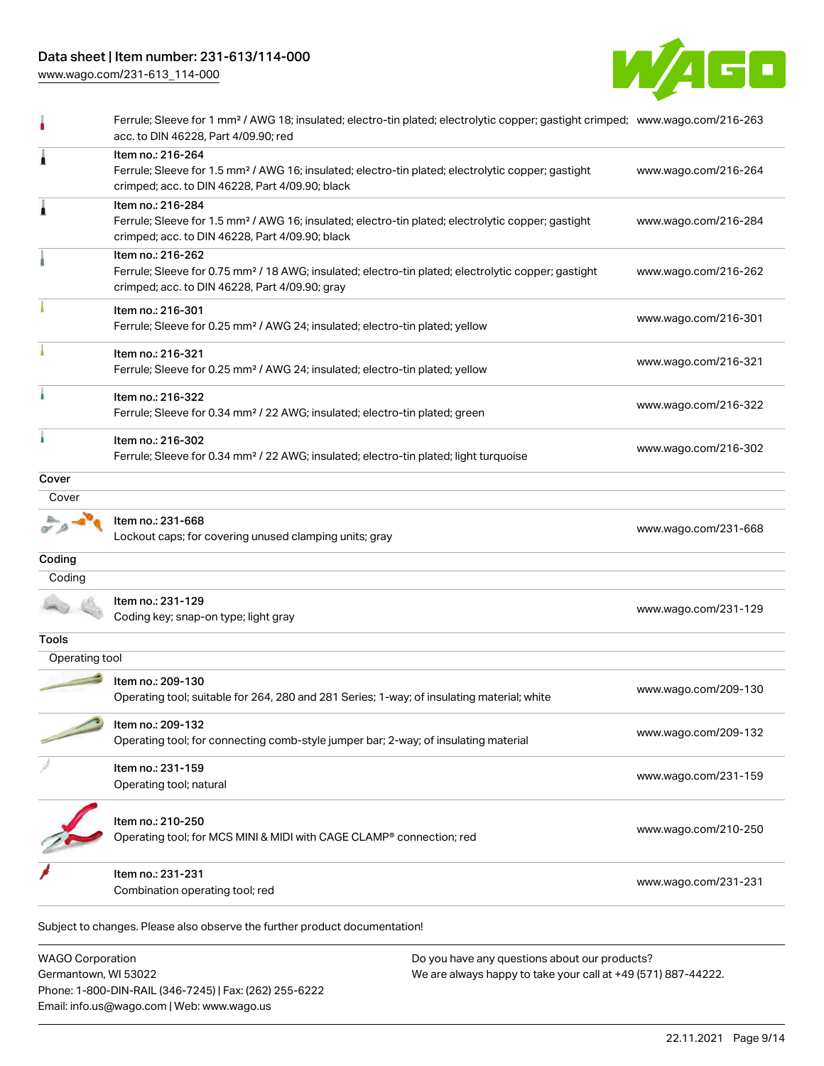| | | |
|---|---|---|
| | Ferrule; Sleeve for 1 mm² / AWG 18; insulated; electro-tin plated; electrolytic copper; gastight crimped; acc. to DIN 46228, Part 4/09.90; red | www.wago.com/216-263 |
| | Item no.: 216-264<br>Ferrule; Sleeve for 1.5 mm² / AWG 16; insulated; electro-tin plated; electrolytic copper; gastight crimped; acc. to DIN 46228, Part 4/09.90; black | www.wago.com/216-264 |
| | Item no.: 216-284<br>Ferrule; Sleeve for 1.5 mm² / AWG 16; insulated; electro-tin plated; electrolytic copper; gastight crimped; acc. to DIN 46228, Part 4/09.90; black | www.wago.com/216-284 |
| | Item no.: 216-262<br>Ferrule; Sleeve for 0.75 mm² / 18 AWG; insulated; electro-tin plated; electrolytic copper; gastight crimped; acc. to DIN 46228, Part 4/09.90; gray | www.wago.com/216-262 |
| | Item no.: 216-301<br>Ferrule; Sleeve for 0.25 mm² / AWG 24; insulated; electro-tin plated; yellow | www.wago.com/216-301 |
| | Item no.: 216-321<br>Ferrule; Sleeve for 0.25 mm² / AWG 24; insulated; electro-tin plated; yellow | www.wago.com/216-321 |
| | Item no.: 216-322<br>Ferrule; Sleeve for 0.34 mm² / 22 AWG; insulated; electro-tin plated; green | www.wago.com/216-322 |
| | Item no.: 216-302<br>Ferrule; Sleeve for 0.34 mm² / 22 AWG; insulated; electro-tin plated; light turquoise | www.wago.com/216-302 |

## Cover

Cover

| | | |
|---|---|---|
| | Item no.: 231-668<br>Lockout caps; for covering unused clamping units; gray | www.wago.com/231-668 |

## Coding

Coding

| | | |
|---|---|---|
| | Item no.: 231-129<br>Coding key; snap-on type; light gray | www.wago.com/231-129 |

## Tools

Operating tool

| | | |
|---|---|---|
| | Item no.: 209-130<br>Operating tool; suitable for 264, 280 and 281 Series; 1-way; of insulating material; white | www.wago.com/209-130 |
| | Item no.: 209-132<br>Operating tool; for connecting comb-style jumper bar; 2-way; of insulating material | www.wago.com/209-132 |
| | Item no.: 231-159<br>Operating tool; natural | www.wago.com/231-159 |
| | Item no.: 210-250<br>Operating tool; for MCS MINI & MIDI with CAGE CLAMP® connection; red | www.wago.com/210-250 |
| | Item no.: 231-231<br>Combination operating tool; red | www.wago.com/231-231 |

Subject to changes. Please also observe the further product documentation!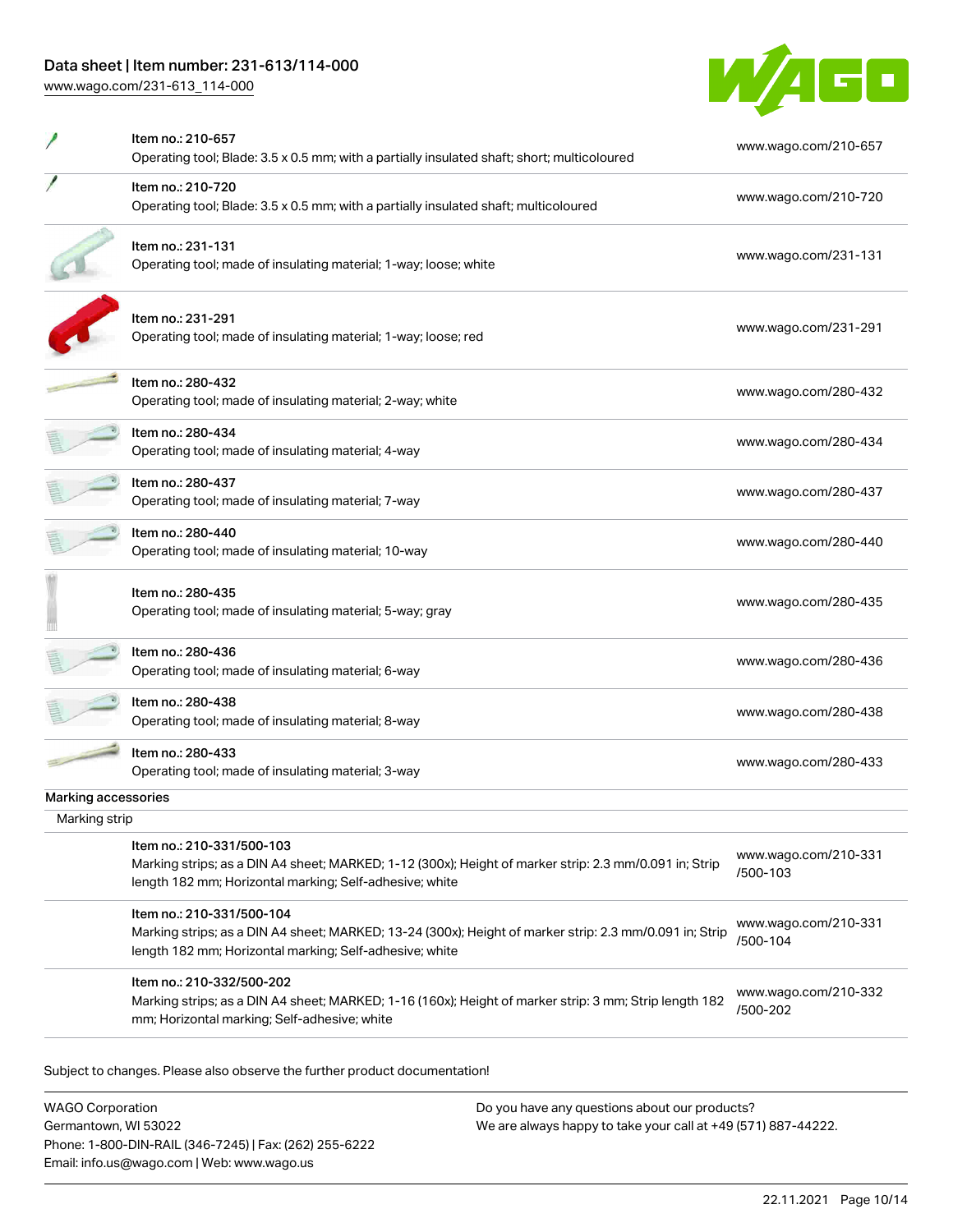| | | |
|---|---|---|
| | Item no.: 210-657<br>Operating tool; Blade: 3.5 x 0.5 mm; with a partially insulated shaft; short; multicoloured | www.wago.com/210-657 |
| | Item no.: 210-720<br>Operating tool; Blade: 3.5 x 0.5 mm; with a partially insulated shaft; multicoloured | www.wago.com/210-720 |
| | Item no.: 231-131<br>Operating tool; made of insulating material; 1-way; loose; white | www.wago.com/231-131 |
| | Item no.: 231-291<br>Operating tool; made of insulating material; 1-way; loose; red | www.wago.com/231-291 |
| | Item no.: 280-432<br>Operating tool; made of insulating material; 2-way; white | www.wago.com/280-432 |
| | Item no.: 280-434<br>Operating tool; made of insulating material; 4-way | www.wago.com/280-434 |
| | Item no.: 280-437<br>Operating tool; made of insulating material; 7-way | www.wago.com/280-437 |
| | Item no.: 280-440<br>Operating tool; made of insulating material; 10-way | www.wago.com/280-440 |
| | Item no.: 280-435<br>Operating tool; made of insulating material; 5-way; gray | www.wago.com/280-435 |
| | Item no.: 280-436<br>Operating tool; made of insulating material; 6-way | www.wago.com/280-436 |
| | Item no.: 280-438<br>Operating tool; made of insulating material; 8-way | www.wago.com/280-438 |
| | Item no.: 280-433<br>Operating tool; made of insulating material; 3-way | www.wago.com/280-433 |

**Marking accessories**

Marking strip

| | | |
|---|---|---|
| | Item no.: 210-331/500-103<br>Marking strips; as a DIN A4 sheet; MARKED; 1-12 (300x); Height of marker strip: 2.3 mm/0.091 in; Strip length 182 mm; Horizontal marking; Self-adhesive; white | www.wago.com/210-331/500-103 |
| | Item no.: 210-331/500-104<br>Marking strips; as a DIN A4 sheet; MARKED; 13-24 (300x); Height of marker strip: 2.3 mm/0.091 in; Strip length 182 mm; Horizontal marking; Self-adhesive; white | www.wago.com/210-331/500-104 |
| | Item no.: 210-332/500-202<br>Marking strips; as a DIN A4 sheet; MARKED; 1-16 (160x); Height of marker strip: 3 mm; Strip length 182 mm; Horizontal marking; Self-adhesive; white | www.wago.com/210-332/500-202 |

Subject to changes. Please also observe the further product documentation!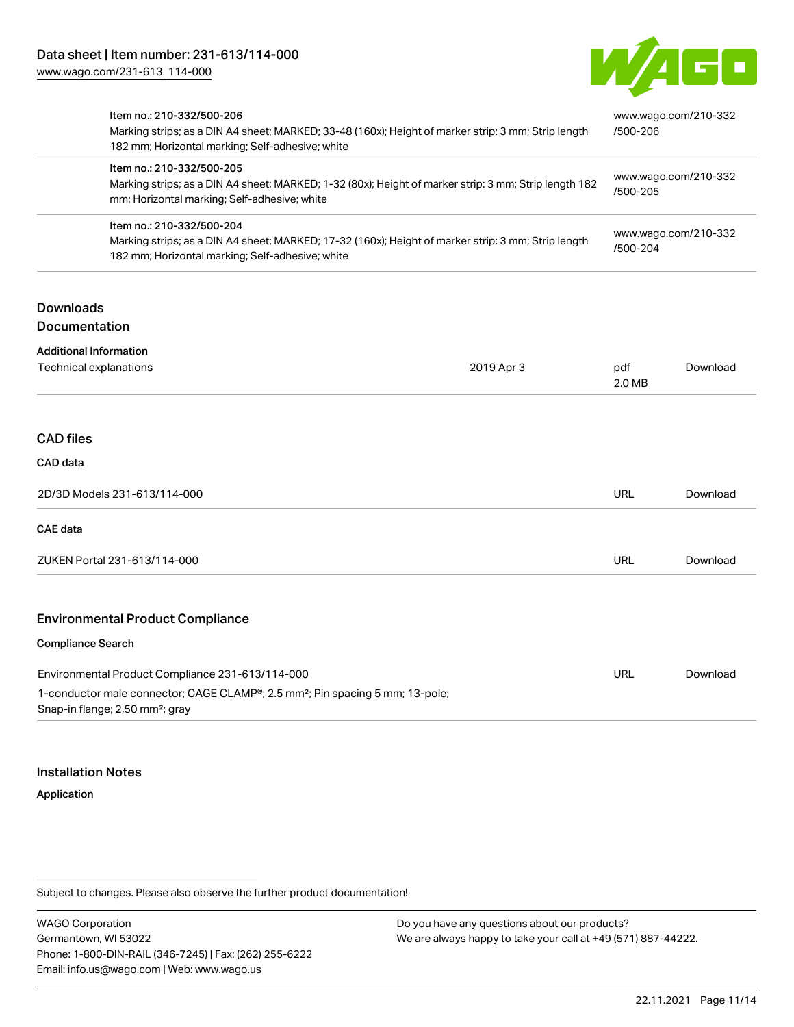| | |
|---|---|
| Item no.: 210-332/500-206<br>Marking strips; as a DIN A4 sheet; MARKED; 33-48 (160x); Height of marker strip: 3 mm; Strip length 182 mm; Horizontal marking; Self-adhesive; white | www.wago.com/210-332/500-206 |
| Item no.: 210-332/500-205<br>Marking strips; as a DIN A4 sheet; MARKED; 1-32 (80x); Height of marker strip: 3 mm; Strip length 182 mm; Horizontal marking; Self-adhesive; white | www.wago.com/210-332/500-205 |
| Item no.: 210-332/500-204<br>Marking strips; as a DIN A4 sheet; MARKED; 17-32 (160x); Height of marker strip: 3 mm; Strip length 182 mm; Horizontal marking; Self-adhesive; white | www.wago.com/210-332/500-204 |

## Downloads

### Documentation

**Additional Information**

| | | | |
|---|---|---|---|
| Technical explanations | 2019 Apr 3 | pdf<br>2.0 MB | Download |

### CAD files

**CAD data**

| | | |
|---|---|---|
| 2D/3D Models 231-613/114-000 | URL | Download |

**CAE data**

| | | |
|---|---|---|
| ZUKEN Portal 231-613/114-000 | URL | Download |

### Environmental Product Compliance

**Compliance Search**

| | | |
|---|---|---|
| Environmental Product Compliance 231-613/114-000<br>1-conductor male connector; CAGE CLAMP®; 2.5 mm²; Pin spacing 5 mm; 13-pole; Snap-in flange; 2,50 mm²; gray | URL | Download |

## Installation Notes

**Application**

Subject to changes. Please also observe the further product documentation!

WAGO Corporation
Germantown, WI 53022
Phone: 1-800-DIN-RAIL (346-7245) | Fax: (262) 255-6222
Email: info.us@wago.com | Web: www.wago.us

Do you have any questions about our products?
We are always happy to take your call at +49 (571) 887-44222.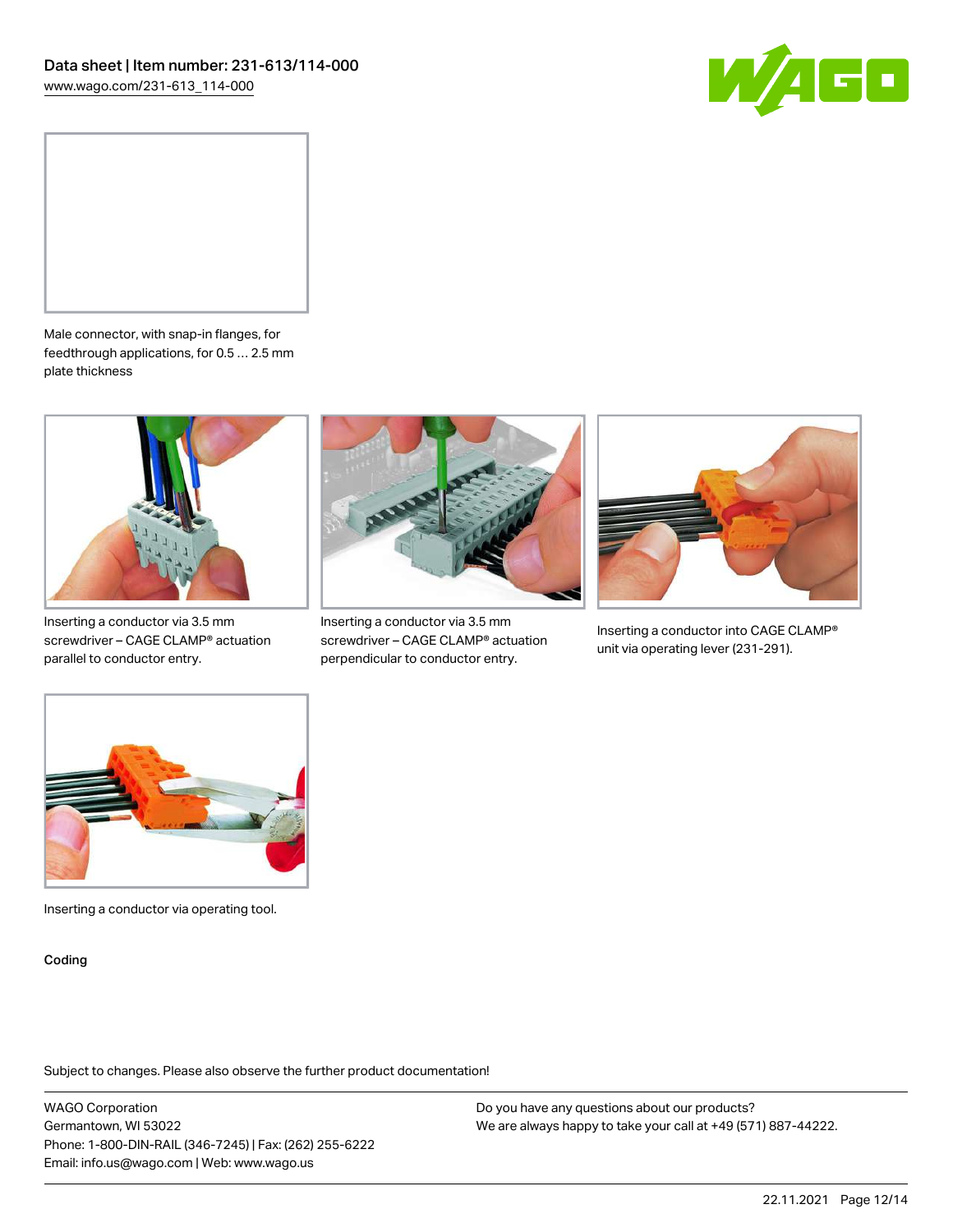Male connector, with snap-in flanges, for feedthrough applications, for 0.5 … 2.5 mm plate thickness

Inserting a conductor via 3.5 mm screwdriver – CAGE CLAMP® actuation parallel to conductor entry.

Inserting a conductor via 3.5 mm screwdriver – CAGE CLAMP® actuation perpendicular to conductor entry.

Inserting a conductor into CAGE CLAMP® unit via operating lever (231-291).

Inserting a conductor via operating tool.

Coding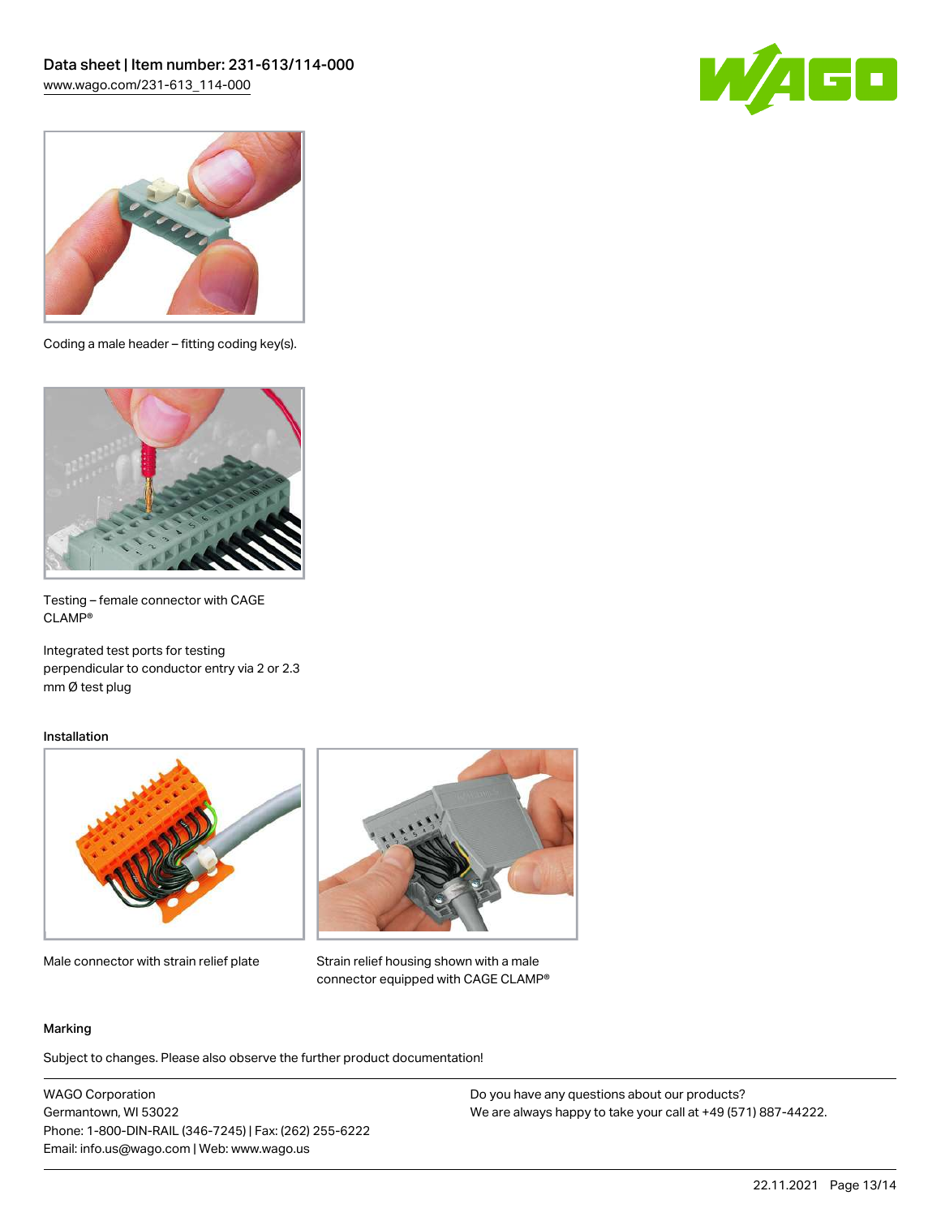Coding a male header – fitting coding key(s).

Testing – female connector with CAGE CLAMP®

Integrated test ports for testing perpendicular to conductor entry via 2 or 2.3 mm Ø test plug

## Installation

Male connector with strain relief plate

Strain relief housing shown with a male connector equipped with CAGE CLAMP®

## Marking

Subject to changes. Please also observe the further product documentation!

WAGO Corporation
Germantown, WI 53022
Phone: 1-800-DIN-RAIL (346-7245) | Fax: (262) 255-6222
Email: info.us@wago.com | Web: www.wago.us

Do you have any questions about our products?
We are always happy to take your call at +49 (571) 887-44222.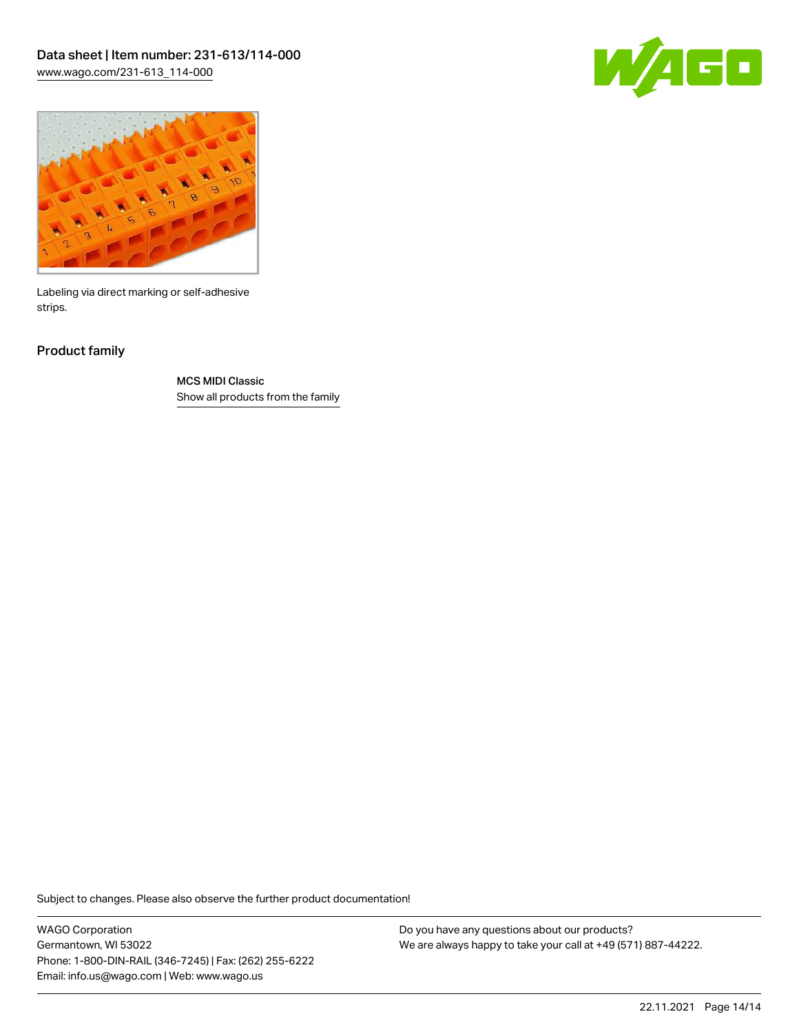Labeling via direct marking or self-adhesive strips.

## Product family

**MCS MIDI Classic**
Show all products from the family

Subject to changes. Please also observe the further product documentation!

WAGO Corporation
Germantown, WI 53022
Phone: 1-800-DIN-RAIL (346-7245) | Fax: (262) 255-6222
Email: info.us@wago.com | Web: www.wago.us

Do you have any questions about our products?
We are always happy to take your call at +49 (571) 887-44222.